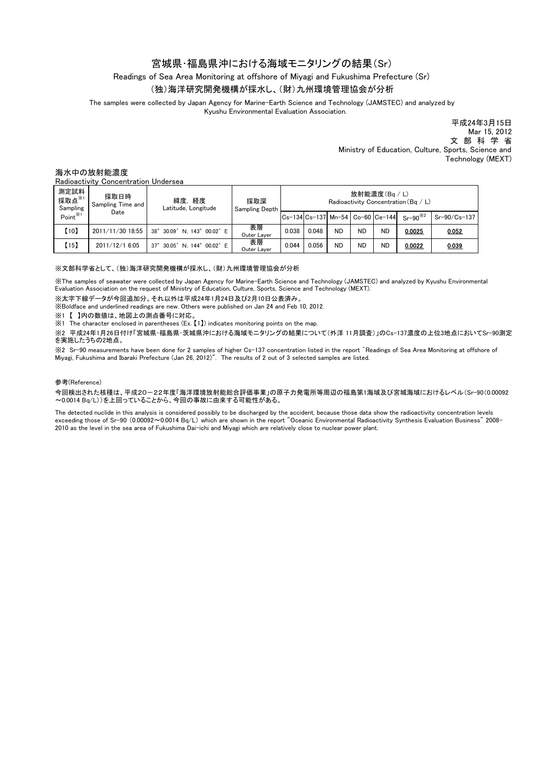# 宮城県･福島県沖における海域モニタリングの結果（Sr）

Readings of Sea Area Monitoring at offshore of Miyagi and Fukushima Prefecture (Sr)

（独）海洋研究開発機構が採水し、（財）九州環境管理協会が分析

The samples were collected by Japan Agency for Marine-Earth Science and Technology (JAMSTEC) and analyzed by Kyushu Environmental Evaluation Association.

平成24年3月15日
Mar 15, 2012
文 部 科 学 省
Ministry of Education, Culture, Sports, Science and Technology (MEXT)

## 海水中の放射能濃度

Radioactivity Concentration Undersea

| 測定試料採取点※1 Sampling Point※1 | 採取日時 Sampling Time and Date | 緯度，経度 Latitude, Longitude | 採取深 Sampling Depth | 放射能濃度（Bq / L） Radioactivity Concentration（Bq / L） | | | | | | |
|---|---|---|---|---|---|---|---|---|---|---|
| | | | | Cs-134 | Cs-137 | Mn-54 | Co-60 | Ce-144 | Sr-90※2 | Sr-90/Cs-137 |
| 【10】 | 2011/11/30 18:55 | 38° 30.09′ N, 143° 00.02′ E | 表層 Outer Layer | 0.038 | 0.048 | ND | ND | ND | **0.0025** | **0.052** |
| 【15】 | 2011/12/1 6:05 | 37° 30.05′ N, 144° 00.02′ E | 表層 Outer Layer | 0.044 | 0.056 | ND | ND | ND | **0.0022** | **0.039** |

※文部科学省として、(独)海洋研究開発機構が採水し、(財)九州環境管理協会が分析

※The samples of seawater were collected by Japan Agency for Marine-Earth Science and Technology (JAMSTEC) and analyzed by Kyushu Environmental Evaluation Association on the request of Ministry of Education, Culture, Sports, Science and Technology (MEXT).

※太字下線データが今回追加分。それ以外は平成24年1月24日及び2月10日公表済み。

※Boldface and underlined readings are new. Others were published on Jan 24 and Feb 10, 2012.

※1 【 】内の数値は、地図上の測点番号に対応。

※1 The character enclosed in parentheses (Ex.【1】) indicates monitoring points on the map.

※2 平成24年1月26日付け「宮城県・福島県・茨城県沖における海域モニタリングの結果について（外洋 11月調査）」のCs-137濃度の上位3地点においてSr-90測定を実施したうちの2地点。

※2 Sr-90 measurements have been done for 2 samples of higher Cs-137 concentration listed in the report "Readings of Sea Area Monitoring at offshore of Miyagi, Fukushima and Ibaraki Prefecture (Jan 26, 2012)". The results of 2 out of 3 selected samples are listed.

参考(Reference)

今回検出された核種は、平成20－22年度「海洋環境放射能総合評価事業」の原子力発電所等周辺の福島第1海域及び宮城海域におけるレベル（Sr-90（0.00092～0.0014 Bq/L））を上回っていることから、今回の事故に由来する可能性がある。

The detected nuclide in this analysis is considered possibly to be discharged by the accident, because those data show the radioactivity concentration levels exceeding those of Sr-90 (0.00092～0.0014 Bq/L) which are shown in the report "Oceanic Environmental Radioactivity Synthesis Evaluation Business" 2008-2010 as the level in the sea area of Fukushima Dai-ichi and Miyagi which are relatively close to nuclear power plant.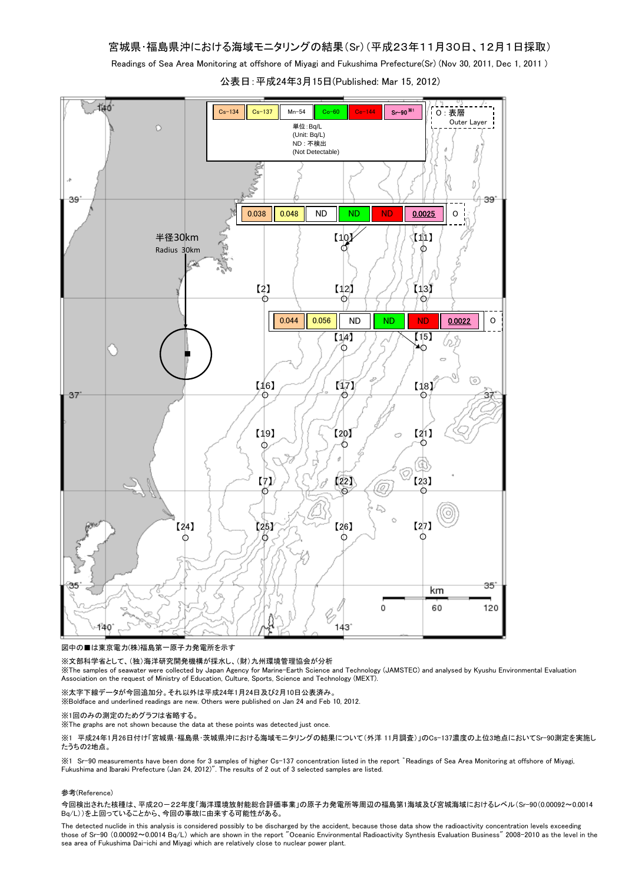# 宮城県･福島県沖における海域モニタリングの結果（Sr）（平成23年11月30日、12月1日採取）

Readings of Sea Area Monitoring at offshore of Miyagi and Fukushima Prefecture(Sr) (Nov 30, 2011, Dec 1, 2011 )

公表日：平成24年3月15日(Published: Mar 15, 2012)

Cs-134 Cs-137 Mn-54 Co-60 Ce-144 Sr-90※1

O：表層 Outer Layer

単位：Bq/L
(Unit: Bq/L)
ND：不検出
(Not Detectable)

| Cs-134 | Cs-137 | Mn-54 | Co-60 | Ce-144 | Sr-90 | |
|---|---|---|---|---|---|---|
| 0.038 | 0.048 | ND | ND | ND | **0.0025** | O |
| 0.044 | 0.056 | ND | ND | ND | **0.0022** | O |

【10】 【11】 【2】 【12】 【13】 【14】 【15】 【16】 【17】 【18】 【19】 【20】 【21】 【7】 【22】 【23】 【24】 【25】 【26】 【27】

半径30km
Radius 30km

140° 143° 39° 37° 35°

km
0 60 120

図中の■は東京電力(株)福島第一原子力発電所を示す

※文部科学省として、(独)海洋研究開発機構が採水し、(財)九州環境管理協会が分析
※The samples of seawater were collected by Japan Agency for Marine-Earth Science and Technology (JAMSTEC) and analysed by Kyushu Environmental Evaluation Association on the request of Ministry of Education, Culture, Sports, Science and Technology (MEXT).

※太字下線データが今回追加分。それ以外は平成24年1月24日及び2月10日公表済み。
※Boldface and underlined readings are new. Others were published on Jan 24 and Feb 10, 2012.

※1回のみの測定のためグラフは省略する。
※The graphs are not shown because the data at these points was detected just once.

※1 平成24年1月26日付け「宮城県・福島県・茨城県沖における海域モニタリングの結果について(外洋 11月調査)」のCs-137濃度の上位3地点においてSr-90測定を実施したうちの2地点。

※1 Sr-90 measurements have been done for 3 samples of higher Cs-137 concentration listed in the report "Readings of Sea Area Monitoring at offshore of Miyagi, Fukushima and Ibaraki Prefecture (Jan 24, 2012)". The results of 2 out of 3 selected samples are listed.

参考(Reference)

今回検出された核種は、平成20－22年度「海洋環境放射能総合評価事業」の原子力発電所等周辺の福島第1海域及び宮城海域におけるレベル（Sr-90（0.00092～0.0014 Bq/L））を上回っていることから、今回の事故に由来する可能性がある。

The detected nuclide in this analysis is considered possibly to be discharged by the accident, because those data show the radioactivity concentration levels exceeding those of Sr-90 (0.00092～0.0014 Bq/L) which are shown in the report "Oceanic Environmental Radioactivity Synthesis Evaluation Business" 2008-2010 as the level in the sea area of Fukushima Dai-ichi and Miyagi which are relatively close to nuclear power plant.